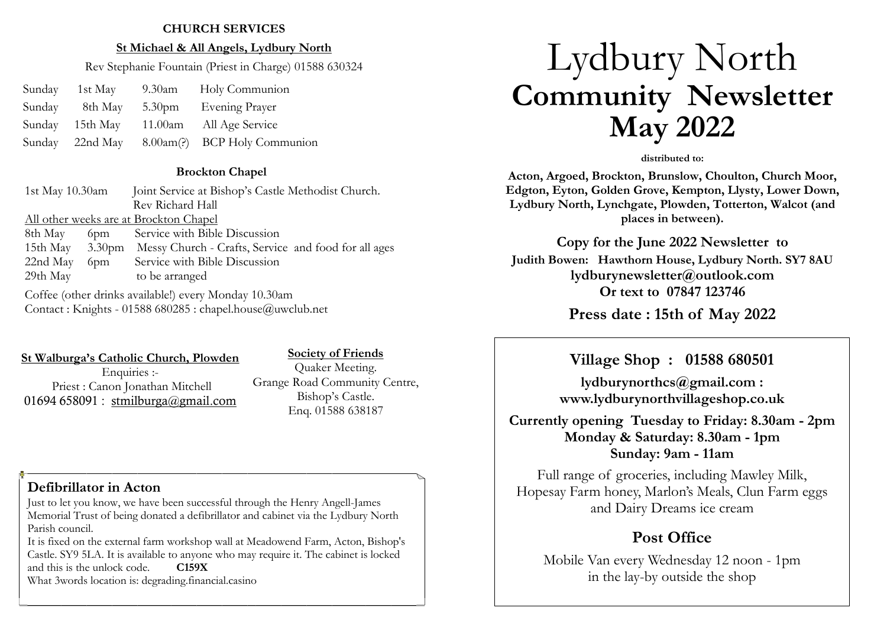## CHURCH SERVICES

### St Michael & All Angels, Lydbury North

Rev Stephanie Fountain (Priest in Charge) 01588 630324

| | | | |
|---|---|---|---|
| Sunday | 1st May | 9.30am | Holy Communion |
| Sunday | 8th May | 5.30pm | Evening Prayer |
| Sunday | 15th May | 11.00am | All Age Service |
| Sunday | 22nd May | 8.00am(?) | BCP Holy Communion |

### Brockton Chapel

1st May 10.30am Joint Service at Bishop's Castle Methodist Church. Rev Richard Hall

All other weeks are at Brockton Chapel

| | | |
|---|---|---|
| 8th May | 6pm | Service with Bible Discussion |
| 15th May | 3.30pm | Messy Church - Crafts, Service and food for all ages |
| 22nd May | 6pm | Service with Bible Discussion |
| 29th May | | to be arranged |

Coffee (other drinks available!) every Monday 10.30am
Contact : Knights - 01588 680285 : chapel.house@uwclub.net

### St Walburga's Catholic Church, Plowden

Enquiries :-
Priest : Canon Jonathan Mitchell
01694 658091 : stmilburga@gmail.com

### Society of Friends

Quaker Meeting.
Grange Road Community Centre,
Bishop's Castle.
Enq. 01588 638187

### Defibrillator in Acton

Just to let you know, we have been successful through the Henry Angell-James Memorial Trust of being donated a defibrillator and cabinet via the Lydbury North Parish council.
It is fixed on the external farm workshop wall at Meadowend Farm, Acton, Bishop's Castle. SY9 5LA. It is available to anyone who may require it. The cabinet is locked and this is the unlock code. **C159X**
What 3words location is: degrading.financial.casino

# Lydbury North
# Community Newsletter
# May 2022

**distributed to:**

**Acton, Argoed, Brockton, Brunslow, Choulton, Church Moor, Edgton, Eyton, Golden Grove, Kempton, Llysty, Lower Down, Lydbury North, Lynchgate, Plowden, Totterton, Walcot (and places in between).**

**Copy for the June 2022 Newsletter to**
**Judith Bowen: Hawthorn House, Lydbury North. SY7 8AU**
**lydburynewsletter@outlook.com**
**Or text to 07847 123746**

**Press date : 15th of May 2022**

## Village Shop : 01588 680501

**lydburynorthcs@gmail.com :**
**www.lydburynorthvillageshop.co.uk**

**Currently opening Tuesday to Friday: 8.30am - 2pm**
**Monday & Saturday: 8.30am - 1pm**
**Sunday: 9am - 11am**

Full range of groceries, including Mawley Milk, Hopesay Farm honey, Marlon's Meals, Clun Farm eggs and Dairy Dreams ice cream

## Post Office

Mobile Van every Wednesday 12 noon - 1pm in the lay-by outside the shop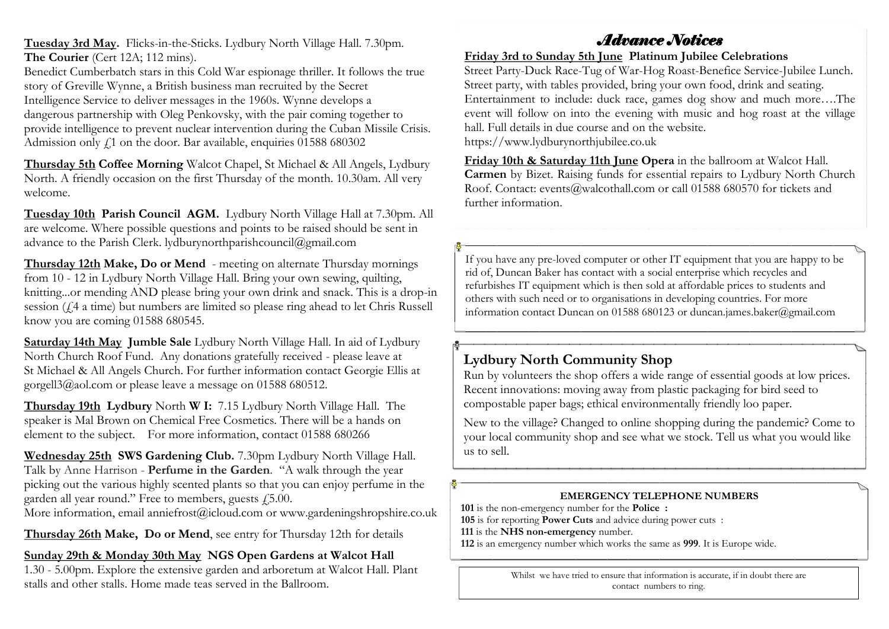**Tuesday 3rd May.** Flicks-in-the-Sticks. Lydbury North Village Hall. 7.30pm.
**The Courier** (Cert 12A; 112 mins).
Benedict Cumberbatch stars in this Cold War espionage thriller. It follows the true story of Greville Wynne, a British business man recruited by the Secret Intelligence Service to deliver messages in the 1960s. Wynne develops a dangerous partnership with Oleg Penkovsky, with the pair coming together to provide intelligence to prevent nuclear intervention during the Cuban Missile Crisis. Admission only £1 on the door. Bar available, enquiries 01588 680302

**Thursday 5th Coffee Morning** Walcot Chapel, St Michael & All Angels, Lydbury North. A friendly occasion on the first Thursday of the month. 10.30am. All very welcome.

**Tuesday 10th Parish Council AGM.** Lydbury North Village Hall at 7.30pm. All are welcome. Where possible questions and points to be raised should be sent in advance to the Parish Clerk. lydburynorthparishcouncil@gmail.com

**Thursday 12th Make, Do or Mend** - meeting on alternate Thursday mornings from 10 - 12 in Lydbury North Village Hall. Bring your own sewing, quilting, knitting...or mending AND please bring your own drink and snack. This is a drop-in session (£4 a time) but numbers are limited so please ring ahead to let Chris Russell know you are coming 01588 680545.

**Saturday 14th May Jumble Sale** Lydbury North Village Hall. In aid of Lydbury North Church Roof Fund. Any donations gratefully received - please leave at St Michael & All Angels Church. For further information contact Georgie Ellis at gorgell3@aol.com or please leave a message on 01588 680512.

**Thursday 19th Lydbury** North **W I:** 7.15 Lydbury North Village Hall. The speaker is Mal Brown on Chemical Free Cosmetics. There will be a hands on element to the subject. For more information, contact 01588 680266

**Wednesday 25th SWS Gardening Club.** 7.30pm Lydbury North Village Hall. Talk by Anne Harrison - **Perfume in the Garden**. "A walk through the year picking out the various highly scented plants so that you can enjoy perfume in the garden all year round." Free to members, guests £5.00.
More information, email anniefrost@icloud.com or www.gardeningshropshire.co.uk

**Thursday 26th Make, Do or Mend**, see entry for Thursday 12th for details

**Sunday 29th & Monday 30th May NGS Open Gardens at Walcot Hall**
1.30 - 5.00pm. Explore the extensive garden and arboretum at Walcot Hall. Plant stalls and other stalls. Home made teas served in the Ballroom.

## *Advance Notices*

**Friday 3rd to Sunday 5th June Platinum Jubilee Celebrations**
Street Party-Duck Race-Tug of War-Hog Roast-Benefice Service-Jubilee Lunch. Street party, with tables provided, bring your own food, drink and seating. Entertainment to include: duck race, games dog show and much more….The event will follow on into the evening with music and hog roast at the village hall. Full details in due course and on the website.
https://www.lydburynorthjubilee.co.uk

**Friday 10th & Saturday 11th June Opera** in the ballroom at Walcot Hall. **Carmen** by Bizet. Raising funds for essential repairs to Lydbury North Church Roof. Contact: events@walcothall.com or call 01588 680570 for tickets and further information.

If you have any pre-loved computer or other IT equipment that you are happy to be rid of, Duncan Baker has contact with a social enterprise which recycles and refurbishes IT equipment which is then sold at affordable prices to students and others with such need or to organisations in developing countries. For more information contact Duncan on 01588 680123 or duncan.james.baker@gmail.com

## Lydbury North Community Shop

Run by volunteers the shop offers a wide range of essential goods at low prices. Recent innovations: moving away from plastic packaging for bird seed to compostable paper bags; ethical environmentally friendly loo paper.

New to the village? Changed to online shopping during the pandemic? Come to your local community shop and see what we stock. Tell us what you would like us to sell.

**EMERGENCY TELEPHONE NUMBERS**

**101** is the non-emergency number for the **Police :**
**105** is for reporting **Power Cuts** and advice during power cuts :
**111** is the **NHS non-emergency** number.
**112** is an emergency number which works the same as **999**. It is Europe wide.

Whilst we have tried to ensure that information is accurate, if in doubt there are contact numbers to ring.